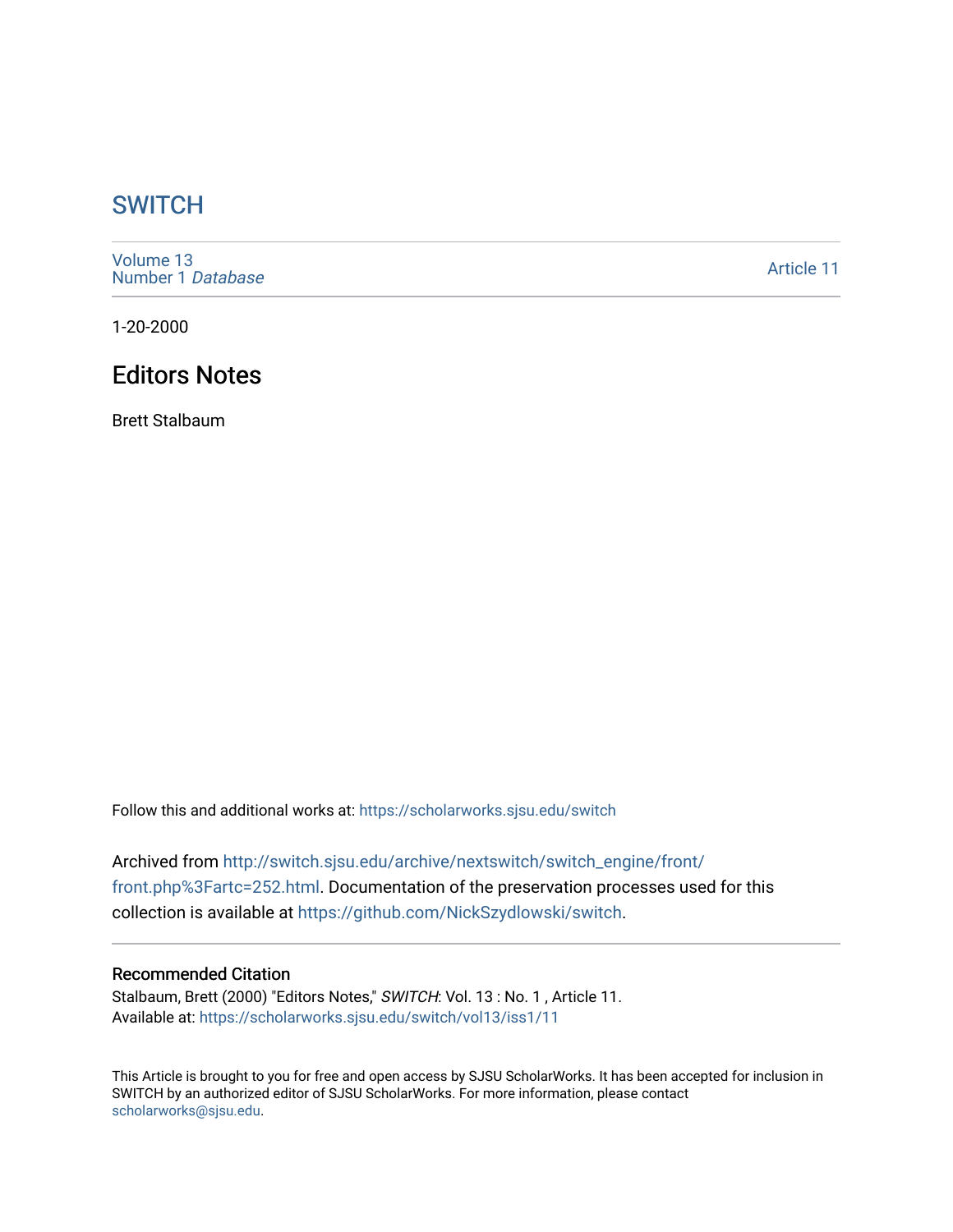# SWITCH

Volume 13
Number 1 *Database*

Article 11

1-20-2000

## Editors Notes

Brett Stalbaum

Follow this and additional works at: https://scholarworks.sjsu.edu/switch

Archived from http://switch.sjsu.edu/archive/nextswitch/switch_engine/front/front.php%3Fartc=252.html. Documentation of the preservation processes used for this collection is available at https://github.com/NickSzydlowski/switch.

### Recommended Citation

Stalbaum, Brett (2000) "Editors Notes," *SWITCH*: Vol. 13 : No. 1 , Article 11.
Available at: https://scholarworks.sjsu.edu/switch/vol13/iss1/11

This Article is brought to you for free and open access by SJSU ScholarWorks. It has been accepted for inclusion in SWITCH by an authorized editor of SJSU ScholarWorks. For more information, please contact scholarworks@sjsu.edu.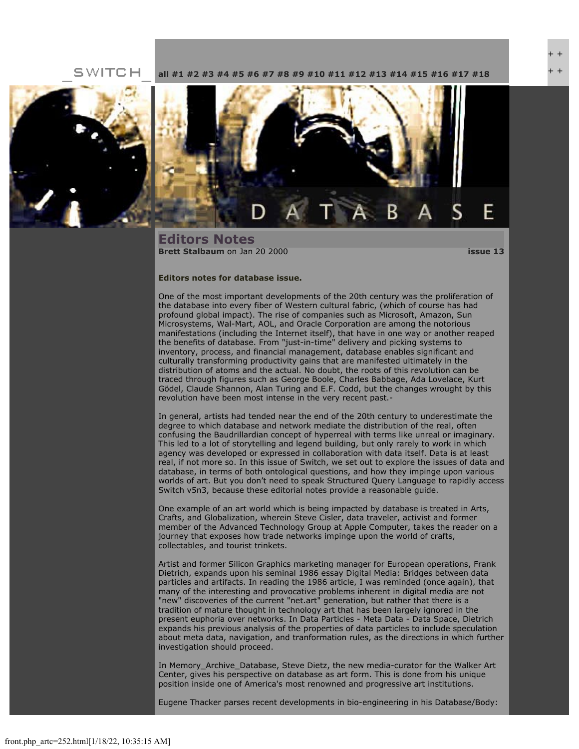_SWITCH_ all #1 #2 #3 #4 #5 #6 #7 #8 #9 #10 #11 #12 #13 #14 #15 #16 #17 #18

++
++

DATABASE

## Editors Notes

**Brett Stalbaum** on Jan 20 2000 **issue 13**

**Editors notes for database issue.**

One of the most important developments of the 20th century was the proliferation of the database into every fiber of Western cultural fabric, (which of course has had profound global impact). The rise of companies such as Microsoft, Amazon, Sun Microsystems, Wal-Mart, AOL, and Oracle Corporation are among the notorious manifestations (including the Internet itself), that have in one way or another reaped the benefits of database. From "just-in-time" delivery and picking systems to inventory, process, and financial management, database enables significant and culturally transforming productivity gains that are manifested ultimately in the distribution of atoms and the actual. No doubt, the roots of this revolution can be traced through figures such as George Boole, Charles Babbage, Ada Lovelace, Kurt Gödel, Claude Shannon, Alan Turing and E.F. Codd, but the changes wrought by this revolution have been most intense in the very recent past.-

In general, artists had tended near the end of the 20th century to underestimate the degree to which database and network mediate the distribution of the real, often confusing the Baudrillardian concept of hyperreal with terms like unreal or imaginary. This led to a lot of storytelling and legend building, but only rarely to work in which agency was developed or expressed in collaboration with data itself. Data is at least real, if not more so. In this issue of Switch, we set out to explore the issues of data and database, in terms of both ontological questions, and how they impinge upon various worlds of art. But you don't need to speak Structured Query Language to rapidly access Switch v5n3, because these editorial notes provide a reasonable guide.

One example of an art world which is being impacted by database is treated in Arts, Crafts, and Globalization, wherein Steve Cisler, data traveler, activist and former member of the Advanced Technology Group at Apple Computer, takes the reader on a journey that exposes how trade networks impinge upon the world of crafts, collectables, and tourist trinkets.

Artist and former Silicon Graphics marketing manager for European operations, Frank Dietrich, expands upon his seminal 1986 essay Digital Media: Bridges between data particles and artifacts. In reading the 1986 article, I was reminded (once again), that many of the interesting and provocative problems inherent in digital media are not "new" discoveries of the current "net.art" generation, but rather that there is a tradition of mature thought in technology art that has been largely ignored in the present euphoria over networks. In Data Particles - Meta Data - Data Space, Dietrich expands his previous analysis of the properties of data particles to include speculation about meta data, navigation, and tranformation rules, as the directions in which further investigation should proceed.

In Memory_Archive_Database, Steve Dietz, the new media-curator for the Walker Art Center, gives his perspective on database as art form. This is done from his unique position inside one of America's most renowned and progressive art institutions.

Eugene Thacker parses recent developments in bio-engineering in his Database/Body: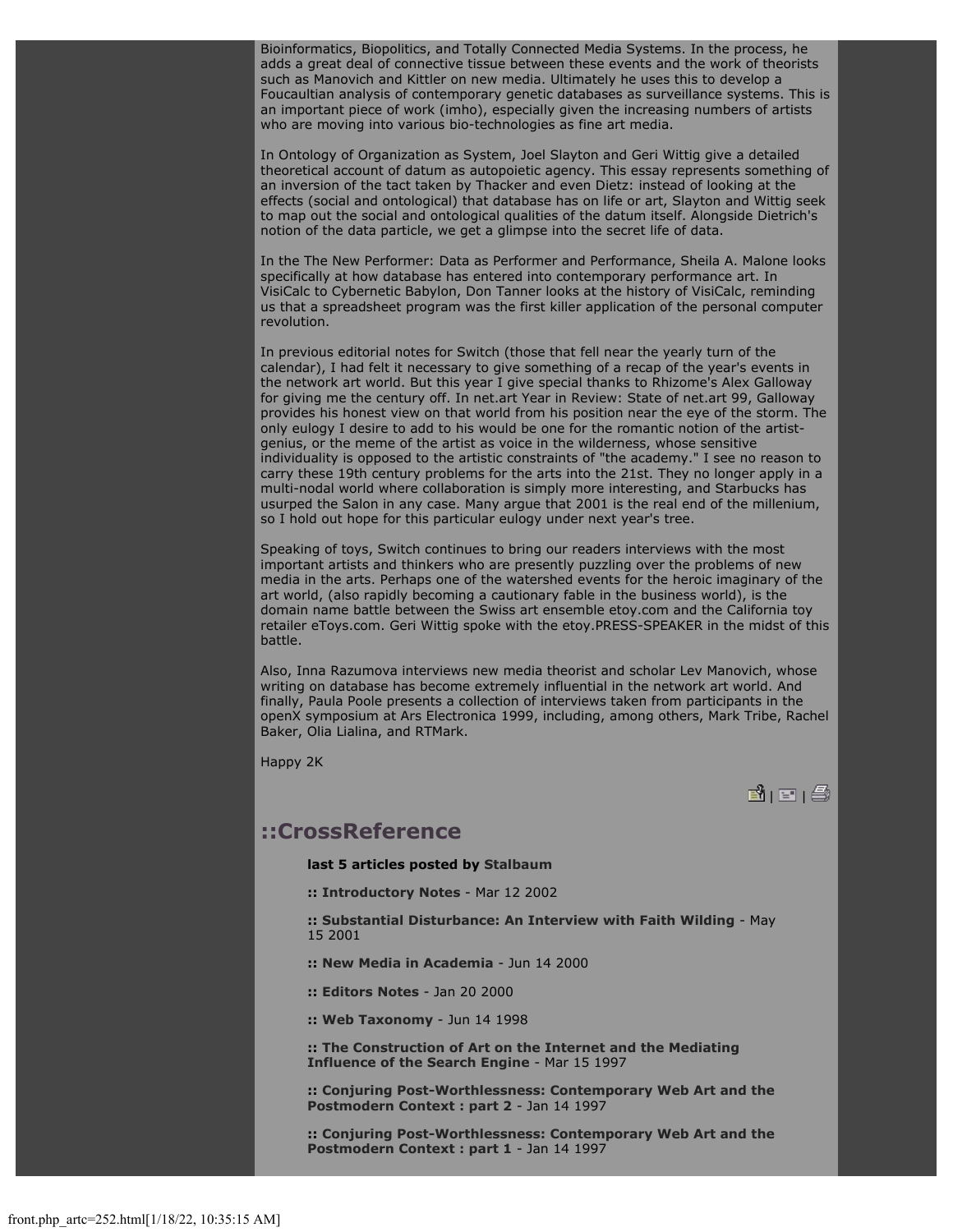Bioinformatics, Biopolitics, and Totally Connected Media Systems. In the process, he adds a great deal of connective tissue between these events and the work of theorists such as Manovich and Kittler on new media. Ultimately he uses this to develop a Foucaultian analysis of contemporary genetic databases as surveillance systems. This is an important piece of work (imho), especially given the increasing numbers of artists who are moving into various bio-technologies as fine art media.

In Ontology of Organization as System, Joel Slayton and Geri Wittig give a detailed theoretical account of datum as autopoietic agency. This essay represents something of an inversion of the tact taken by Thacker and even Dietz: instead of looking at the effects (social and ontological) that database has on life or art, Slayton and Wittig seek to map out the social and ontological qualities of the datum itself. Alongside Dietrich's notion of the data particle, we get a glimpse into the secret life of data.

In the The New Performer: Data as Performer and Performance, Sheila A. Malone looks specifically at how database has entered into contemporary performance art. In VisiCalc to Cybernetic Babylon, Don Tanner looks at the history of VisiCalc, reminding us that a spreadsheet program was the first killer application of the personal computer revolution.

In previous editorial notes for Switch (those that fell near the yearly turn of the calendar), I had felt it necessary to give something of a recap of the year's events in the network art world. But this year I give special thanks to Rhizome's Alex Galloway for giving me the century off. In net.art Year in Review: State of net.art 99, Galloway provides his honest view on that world from his position near the eye of the storm. The only eulogy I desire to add to his would be one for the romantic notion of the artist-genius, or the meme of the artist as voice in the wilderness, whose sensitive individuality is opposed to the artistic constraints of "the academy." I see no reason to carry these 19th century problems for the arts into the 21st. They no longer apply in a multi-nodal world where collaboration is simply more interesting, and Starbucks has usurped the Salon in any case. Many argue that 2001 is the real end of the millenium, so I hold out hope for this particular eulogy under next year's tree.

Speaking of toys, Switch continues to bring our readers interviews with the most important artists and thinkers who are presently puzzling over the problems of new media in the arts. Perhaps one of the watershed events for the heroic imaginary of the art world, (also rapidly becoming a cautionary fable in the business world), is the domain name battle between the Swiss art ensemble etoy.com and the California toy retailer eToys.com. Geri Wittig spoke with the etoy.PRESS-SPEAKER in the midst of this battle.

Also, Inna Razumova interviews new media theorist and scholar Lev Manovich, whose writing on database has become extremely influential in the network art world. And finally, Paula Poole presents a collection of interviews taken from participants in the openX symposium at Ars Electronica 1999, including, among others, Mark Tribe, Rachel Baker, Olia Lialina, and RTMark.

Happy 2K

## ::CrossReference

**last 5 articles posted by Stalbaum**

**:: Introductory Notes** - Mar 12 2002

**:: Substantial Disturbance: An Interview with Faith Wilding** - May 15 2001

**:: New Media in Academia** - Jun 14 2000

**:: Editors Notes** - Jan 20 2000

**:: Web Taxonomy** - Jun 14 1998

**:: The Construction of Art on the Internet and the Mediating Influence of the Search Engine** - Mar 15 1997

**:: Conjuring Post-Worthlessness: Contemporary Web Art and the Postmodern Context : part 2** - Jan 14 1997

**:: Conjuring Post-Worthlessness: Contemporary Web Art and the Postmodern Context : part 1** - Jan 14 1997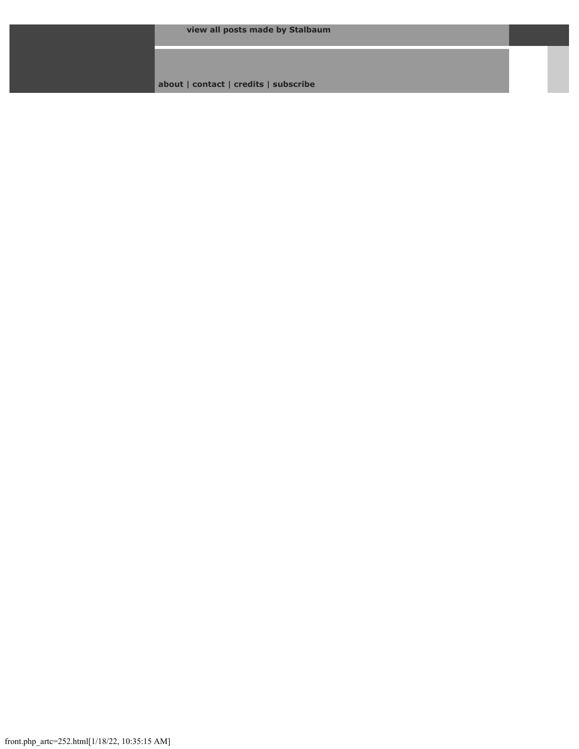**view all posts made by Stalbaum**

**about** | **contact** | **credits** | **subscribe**